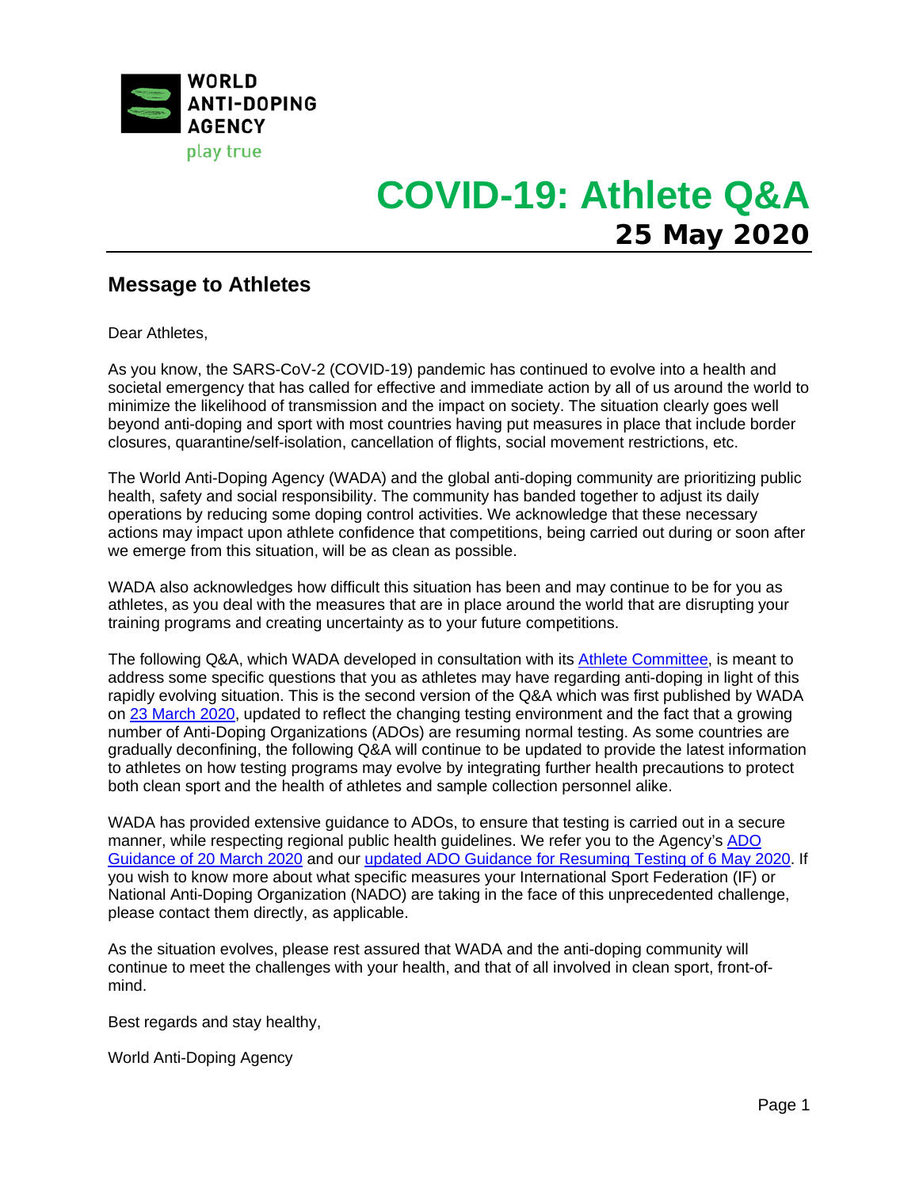WORLD ANTI-DOPING AGENCY

play true

# COVID-19: Athlete Q&A

**25 May 2020**

## Message to Athletes

Dear Athletes,

As you know, the SARS-CoV-2 (COVID-19) pandemic has continued to evolve into a health and societal emergency that has called for effective and immediate action by all of us around the world to minimize the likelihood of transmission and the impact on society. The situation clearly goes well beyond anti-doping and sport with most countries having put measures in place that include border closures, quarantine/self-isolation, cancellation of flights, social movement restrictions, etc.

The World Anti-Doping Agency (WADA) and the global anti-doping community are prioritizing public health, safety and social responsibility. The community has banded together to adjust its daily operations by reducing some doping control activities. We acknowledge that these necessary actions may impact upon athlete confidence that competitions, being carried out during or soon after we emerge from this situation, will be as clean as possible.

WADA also acknowledges how difficult this situation has been and may continue to be for you as athletes, as you deal with the measures that are in place around the world that are disrupting your training programs and creating uncertainty as to your future competitions.

The following Q&A, which WADA developed in consultation with its Athlete Committee, is meant to address some specific questions that you as athletes may have regarding anti-doping in light of this rapidly evolving situation. This is the second version of the Q&A which was first published by WADA on 23 March 2020, updated to reflect the changing testing environment and the fact that a growing number of Anti-Doping Organizations (ADOs) are resuming normal testing. As some countries are gradually deconfining, the following Q&A will continue to be updated to provide the latest information to athletes on how testing programs may evolve by integrating further health precautions to protect both clean sport and the health of athletes and sample collection personnel alike.

WADA has provided extensive guidance to ADOs, to ensure that testing is carried out in a secure manner, while respecting regional public health guidelines. We refer you to the Agency's ADO Guidance of 20 March 2020 and our updated ADO Guidance for Resuming Testing of 6 May 2020. If you wish to know more about what specific measures your International Sport Federation (IF) or National Anti-Doping Organization (NADO) are taking in the face of this unprecedented challenge, please contact them directly, as applicable.

As the situation evolves, please rest assured that WADA and the anti-doping community will continue to meet the challenges with your health, and that of all involved in clean sport, front-of-mind.

Best regards and stay healthy,

World Anti-Doping Agency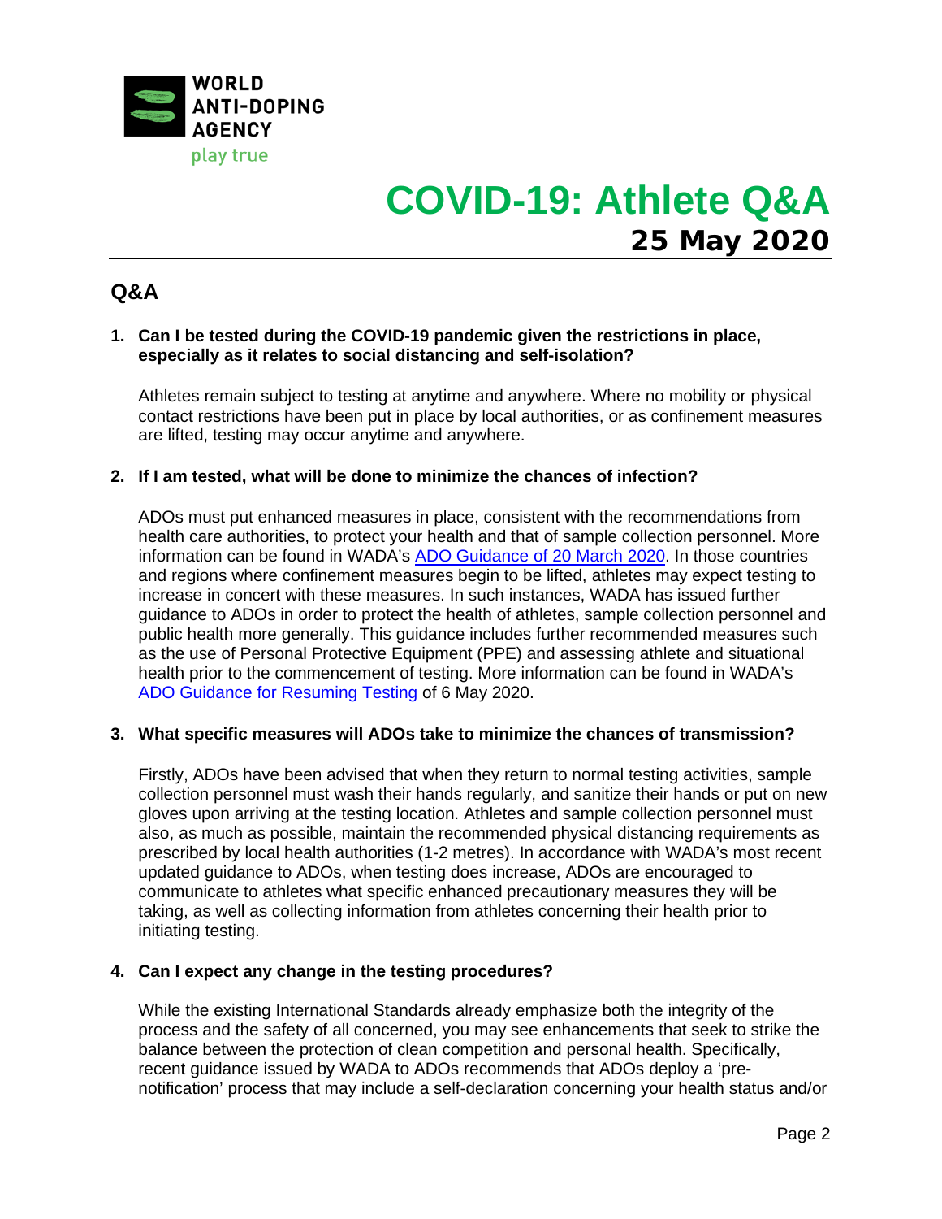WORLD ANTI-DOPING AGENCY

play true

# COVID-19: Athlete Q&A

## 25 May 2020

## Q&A

1. **Can I be tested during the COVID-19 pandemic given the restrictions in place, especially as it relates to social distancing and self-isolation?**

   Athletes remain subject to testing at anytime and anywhere. Where no mobility or physical contact restrictions have been put in place by local authorities, or as confinement measures are lifted, testing may occur anytime and anywhere.

2. **If I am tested, what will be done to minimize the chances of infection?**

   ADOs must put enhanced measures in place, consistent with the recommendations from health care authorities, to protect your health and that of sample collection personnel. More information can be found in WADA's ADO Guidance of 20 March 2020. In those countries and regions where confinement measures begin to be lifted, athletes may expect testing to increase in concert with these measures. In such instances, WADA has issued further guidance to ADOs in order to protect the health of athletes, sample collection personnel and public health more generally. This guidance includes further recommended measures such as the use of Personal Protective Equipment (PPE) and assessing athlete and situational health prior to the commencement of testing. More information can be found in WADA's ADO Guidance for Resuming Testing of 6 May 2020.

3. **What specific measures will ADOs take to minimize the chances of transmission?**

   Firstly, ADOs have been advised that when they return to normal testing activities, sample collection personnel must wash their hands regularly, and sanitize their hands or put on new gloves upon arriving at the testing location. Athletes and sample collection personnel must also, as much as possible, maintain the recommended physical distancing requirements as prescribed by local health authorities (1-2 metres). In accordance with WADA's most recent updated guidance to ADOs, when testing does increase, ADOs are encouraged to communicate to athletes what specific enhanced precautionary measures they will be taking, as well as collecting information from athletes concerning their health prior to initiating testing.

4. **Can I expect any change in the testing procedures?**

   While the existing International Standards already emphasize both the integrity of the process and the safety of all concerned, you may see enhancements that seek to strike the balance between the protection of clean competition and personal health. Specifically, recent guidance issued by WADA to ADOs recommends that ADOs deploy a 'pre-notification' process that may include a self-declaration concerning your health status and/or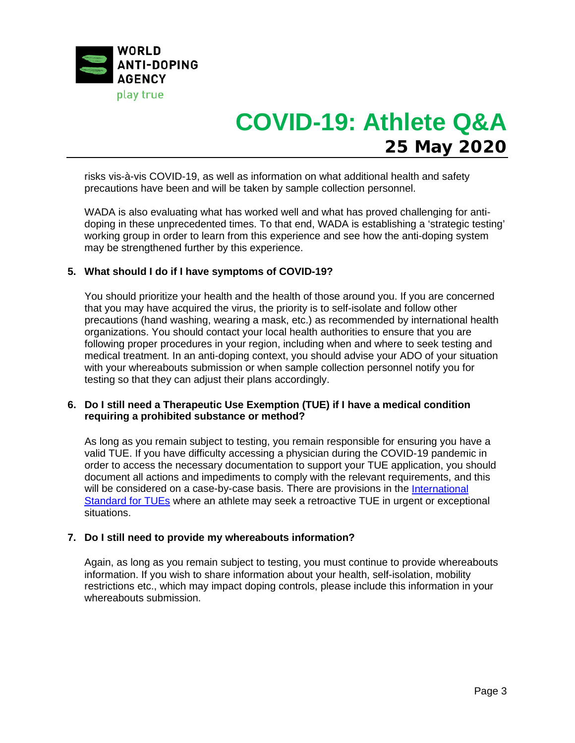risks vis-à-vis COVID-19, as well as information on what additional health and safety precautions have been and will be taken by sample collection personnel.

WADA is also evaluating what has worked well and what has proved challenging for anti-doping in these unprecedented times. To that end, WADA is establishing a 'strategic testing' working group in order to learn from this experience and see how the anti-doping system may be strengthened further by this experience.

**5. What should I do if I have symptoms of COVID-19?**

You should prioritize your health and the health of those around you. If you are concerned that you may have acquired the virus, the priority is to self-isolate and follow other precautions (hand washing, wearing a mask, etc.) as recommended by international health organizations. You should contact your local health authorities to ensure that you are following proper procedures in your region, including when and where to seek testing and medical treatment. In an anti-doping context, you should advise your ADO of your situation with your whereabouts submission or when sample collection personnel notify you for testing so that they can adjust their plans accordingly.

**6. Do I still need a Therapeutic Use Exemption (TUE) if I have a medical condition requiring a prohibited substance or method?**

As long as you remain subject to testing, you remain responsible for ensuring you have a valid TUE. If you have difficulty accessing a physician during the COVID-19 pandemic in order to access the necessary documentation to support your TUE application, you should document all actions and impediments to comply with the relevant requirements, and this will be considered on a case-by-case basis. There are provisions in the International Standard for TUEs where an athlete may seek a retroactive TUE in urgent or exceptional situations.

**7. Do I still need to provide my whereabouts information?**

Again, as long as you remain subject to testing, you must continue to provide whereabouts information. If you wish to share information about your health, self-isolation, mobility restrictions etc., which may impact doping controls, please include this information in your whereabouts submission.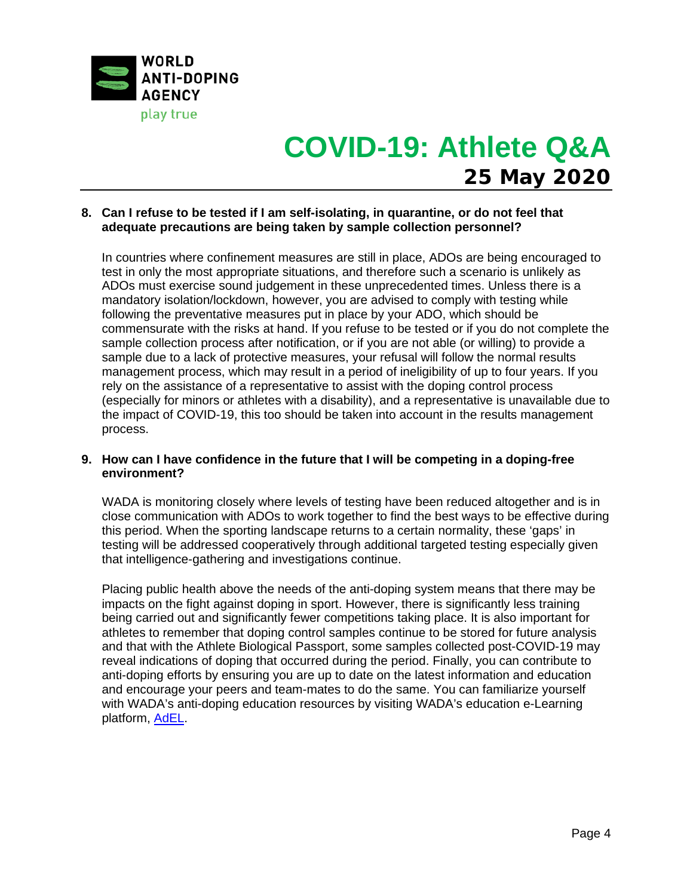**8. Can I refuse to be tested if I am self-isolating, in quarantine, or do not feel that adequate precautions are being taken by sample collection personnel?**

In countries where confinement measures are still in place, ADOs are being encouraged to test in only the most appropriate situations, and therefore such a scenario is unlikely as ADOs must exercise sound judgement in these unprecedented times. Unless there is a mandatory isolation/lockdown, however, you are advised to comply with testing while following the preventative measures put in place by your ADO, which should be commensurate with the risks at hand. If you refuse to be tested or if you do not complete the sample collection process after notification, or if you are not able (or willing) to provide a sample due to a lack of protective measures, your refusal will follow the normal results management process, which may result in a period of ineligibility of up to four years. If you rely on the assistance of a representative to assist with the doping control process (especially for minors or athletes with a disability), and a representative is unavailable due to the impact of COVID-19, this too should be taken into account in the results management process.

**9. How can I have confidence in the future that I will be competing in a doping-free environment?**

WADA is monitoring closely where levels of testing have been reduced altogether and is in close communication with ADOs to work together to find the best ways to be effective during this period. When the sporting landscape returns to a certain normality, these 'gaps' in testing will be addressed cooperatively through additional targeted testing especially given that intelligence-gathering and investigations continue.

Placing public health above the needs of the anti-doping system means that there may be impacts on the fight against doping in sport. However, there is significantly less training being carried out and significantly fewer competitions taking place. It is also important for athletes to remember that doping control samples continue to be stored for future analysis and that with the Athlete Biological Passport, some samples collected post-COVID-19 may reveal indications of doping that occurred during the period. Finally, you can contribute to anti-doping efforts by ensuring you are up to date on the latest information and education and encourage your peers and team-mates to do the same. You can familiarize yourself with WADA's anti-doping education resources by visiting WADA's education e-Learning platform, AdEL.